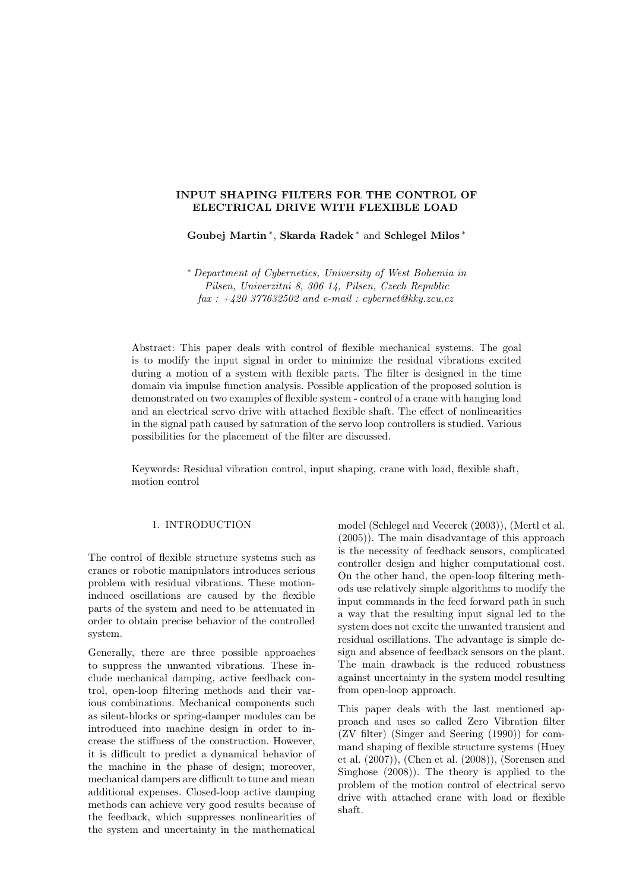# INPUT SHAPING FILTERS FOR THE CONTROL OF ELECTRICAL DRIVE WITH FLEXIBLE LOAD

**Goubej Martin** [*], **Skarda Radek** [*] and **Schlegel Milos** [*]

[*] *Department of Cybernetics, University of West Bohemia in Pilsen, Univerzitni 8, 306 14, Pilsen, Czech Republic fax : +420 377632502 and e-mail : cybernet@kky.zcu.cz*

Abstract: This paper deals with control of flexible mechanical systems. The goal is to modify the input signal in order to minimize the residual vibrations excited during a motion of a system with flexible parts. The filter is designed in the time domain via impulse function analysis. Possible application of the proposed solution is demonstrated on two examples of flexible system - control of a crane with hanging load and an electrical servo drive with attached flexible shaft. The effect of nonlinearities in the signal path caused by saturation of the servo loop controllers is studied. Various possibilities for the placement of the filter are discussed.

Keywords: Residual vibration control, input shaping, crane with load, flexible shaft, motion control

## 1. INTRODUCTION

The control of flexible structure systems such as cranes or robotic manipulators introduces serious problem with residual vibrations. These motion-induced oscillations are caused by the flexible parts of the system and need to be attenuated in order to obtain precise behavior of the controlled system.

Generally, there are three possible approaches to suppress the unwanted vibrations. These include mechanical damping, active feedback control, open-loop filtering methods and their various combinations. Mechanical components such as silent-blocks or spring-damper modules can be introduced into machine design in order to increase the stiffness of the construction. However, it is difficult to predict a dynamical behavior of the machine in the phase of design; moreover, mechanical dampers are difficult to tune and mean additional expenses. Closed-loop active damping methods can achieve very good results because of the feedback, which suppresses nonlinearities of the system and uncertainty in the mathematical model (Schlegel and Vecerek (2003)), (Mertl et al. (2005)). The main disadvantage of this approach is the necessity of feedback sensors, complicated controller design and higher computational cost. On the other hand, the open-loop filtering methods use relatively simple algorithms to modify the input commands in the feed forward path in such a way that the resulting input signal led to the system does not excite the unwanted transient and residual oscillations. The advantage is simple design and absence of feedback sensors on the plant. The main drawback is the reduced robustness against uncertainty in the system model resulting from open-loop approach.

This paper deals with the last mentioned approach and uses so called Zero Vibration filter (ZV filter) (Singer and Seering (1990)) for command shaping of flexible structure systems (Huey et al. (2007)), (Chen et al. (2008)), (Sorensen and Singhose (2008)). The theory is applied to the problem of the motion control of electrical servo drive with attached crane with load or flexible shaft.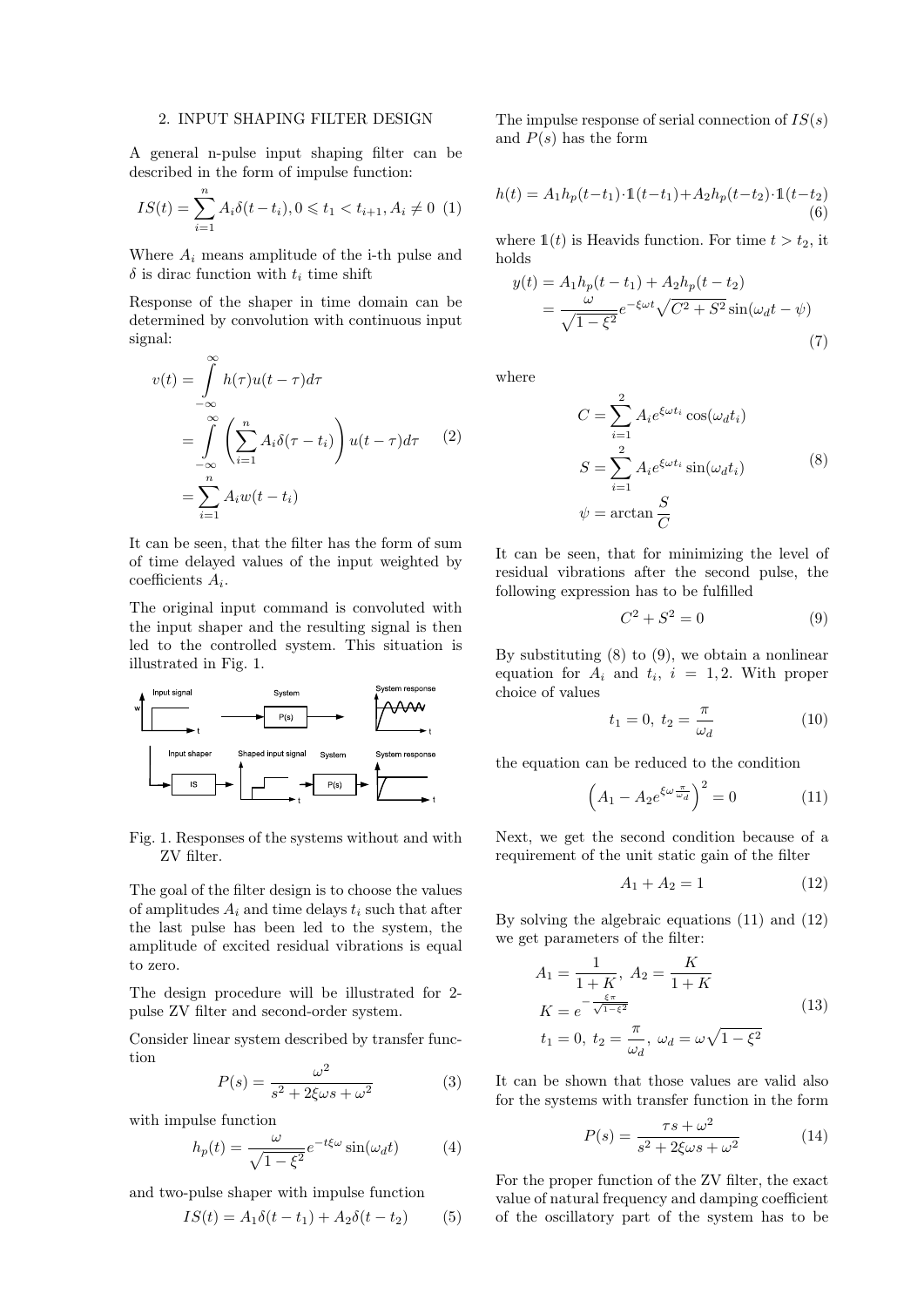## 2. INPUT SHAPING FILTER DESIGN

A general n-pulse input shaping filter can be described in the form of impulse function:

$$IS(t) = \sum_{i=1}^{n} A_i \delta(t - t_i), 0 \leqslant t_1 < t_{i+1}, A_i \neq 0 \quad (1)$$

Where $A_i$ means amplitude of the i-th pulse and $\delta$ is dirac function with $t_i$ time shift

Response of the shaper in time domain can be determined by convolution with continuous input signal:

$$\begin{aligned} v(t) &= \int_{-\infty}^{\infty} h(\tau) u(t-\tau) d\tau \\ &= \int_{-\infty}^{\infty} \left( \sum_{i=1}^{n} A_i \delta(\tau - t_i) \right) u(t-\tau) d\tau \\ &= \sum_{i=1}^{n} A_i w(t - t_i) \end{aligned} \quad (2)$$

It can be seen, that the filter has the form of sum of time delayed values of the input weighted by coefficients $A_i$.

The original input command is convoluted with the input shaper and the resulting signal is then led to the controlled system. This situation is illustrated in Fig. 1.

Fig. 1. Responses of the systems without and with ZV filter.

The goal of the filter design is to choose the values of amplitudes $A_i$ and time delays $t_i$ such that after the last pulse has been led to the system, the amplitude of excited residual vibrations is equal to zero.

The design procedure will be illustrated for 2-pulse ZV filter and second-order system.

Consider linear system described by transfer function

$$P(s) = \frac{\omega^2}{s^2 + 2\xi\omega s + \omega^2} \quad (3)$$

with impulse function

$$h_p(t) = \frac{\omega}{\sqrt{1-\xi^2}} e^{-t\xi\omega} \sin(\omega_d t) \quad (4)$$

and two-pulse shaper with impulse function

$$IS(t) = A_1 \delta(t - t_1) + A_2 \delta(t - t_2) \quad (5)$$

The impulse response of serial connection of $IS(s)$ and $P(s)$ has the form

$$h(t) = A_1 h_p(t - t_1) \cdot \mathbb{1}(t - t_1) + A_2 h_p(t - t_2) \cdot \mathbb{1}(t - t_2) \quad (6)$$

where $\mathbb{1}(t)$ is Heavids function. For time $t > t_2$, it holds

$$\begin{aligned} y(t) &= A_1 h_p(t - t_1) + A_2 h_p(t - t_2) \\ &= \frac{\omega}{\sqrt{1-\xi^2}} e^{-\xi\omega t} \sqrt{C^2 + S^2} \sin(\omega_d t - \psi) \end{aligned} \quad (7)$$

where

$$\begin{aligned} C &= \sum_{i=1}^{2} A_i e^{\xi\omega t_i} \cos(\omega_d t_i) \\ S &= \sum_{i=1}^{2} A_i e^{\xi\omega t_i} \sin(\omega_d t_i) \\ \psi &= \arctan \frac{S}{C} \end{aligned} \quad (8)$$

It can be seen, that for minimizing the level of residual vibrations after the second pulse, the following expression has to be fulfilled

$$C^2 + S^2 = 0 \quad (9)$$

By substituting (8) to (9), we obtain a nonlinear equation for $A_i$ and $t_i$, $i = 1, 2$. With proper choice of values

$$t_1 = 0, \; t_2 = \frac{\pi}{\omega_d} \quad (10)$$

the equation can be reduced to the condition

$$\left( A_1 - A_2 e^{\xi\omega \frac{\pi}{\omega_d}} \right)^2 = 0 \quad (11)$$

Next, we get the second condition because of a requirement of the unit static gain of the filter

$$A_1 + A_2 = 1 \quad (12)$$

By solving the algebraic equations (11) and (12) we get parameters of the filter:

$$\begin{aligned} A_1 &= \frac{1}{1+K}, \; A_2 = \frac{K}{1+K} \\ K &= e^{-\frac{\xi\pi}{\sqrt{1-\xi^2}}} \\ t_1 &= 0, \; t_2 = \frac{\pi}{\omega_d}, \; \omega_d = \omega\sqrt{1-\xi^2} \end{aligned} \quad (13)$$

It can be shown that those values are valid also for the systems with transfer function in the form

$$P(s) = \frac{\tau s + \omega^2}{s^2 + 2\xi\omega s + \omega^2} \quad (14)$$

For the proper function of the ZV filter, the exact value of natural frequency and damping coefficient of the oscillatory part of the system has to be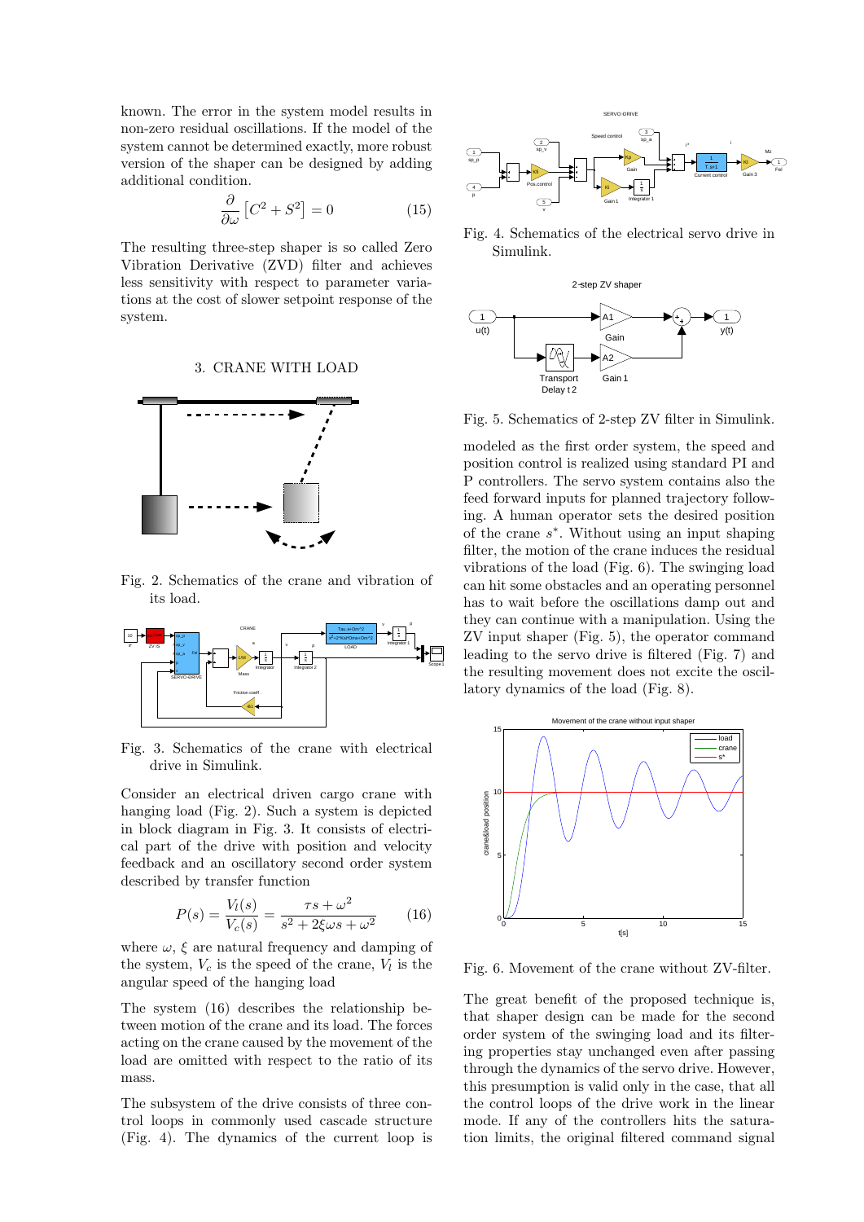known. The error in the system model results in non-zero residual oscillations. If the model of the system cannot be determined exactly, more robust version of the shaper can be designed by adding additional condition.

$$\frac{\partial}{\partial \omega}\left[C^2 + S^2\right] = 0 \tag{15}$$

The resulting three-step shaper is so called Zero Vibration Derivative (ZVD) filter and achieves less sensitivity with respect to parameter variations at the cost of slower setpoint response of the system.

## 3. CRANE WITH LOAD

Fig. 2. Schematics of the crane and vibration of its load.

Fig. 3. Schematics of the crane with electrical drive in Simulink.

Consider an electrical driven cargo crane with hanging load (Fig. 2). Such a system is depicted in block diagram in Fig. 3. It consists of electrical part of the drive with position and velocity feedback and an oscillatory second order system described by transfer function

$$P(s) = \frac{V_l(s)}{V_c(s)} = \frac{\tau s + \omega^2}{s^2 + 2\xi\omega s + \omega^2} \tag{16}$$

where $\omega$, $\xi$ are natural frequency and damping of the system, $V_c$ is the speed of the crane, $V_l$ is the angular speed of the hanging load

The system (16) describes the relationship between motion of the crane and its load. The forces acting on the crane caused by the movement of the load are omitted with respect to the ratio of its mass.

The subsystem of the drive consists of three control loops in commonly used cascade structure (Fig. 4). The dynamics of the current loop is modeled as the first order system, the speed and position control is realized using standard PI and P controllers. The servo system contains also the feed forward inputs for planned trajectory following. A human operator sets the desired position of the crane $s^*$. Without using an input shaping filter, the motion of the crane induces the residual vibrations of the load (Fig. 6). The swinging load can hit some obstacles and an operating personnel has to wait before the oscillations damp out and they can continue with a manipulation. Using the ZV input shaper (Fig. 5), the operator command leading to the servo drive is filtered (Fig. 7) and the resulting movement does not excite the oscillatory dynamics of the load (Fig. 8).

Fig. 4. Schematics of the electrical servo drive in Simulink.

Fig. 5. Schematics of 2-step ZV filter in Simulink.

Fig. 6. Movement of the crane without ZV-filter.

The great benefit of the proposed technique is, that shaper design can be made for the second order system of the swinging load and its filtering properties stay unchanged even after passing through the dynamics of the servo drive. However, this presumption is valid only in the case, that all the control loops of the drive work in the linear mode. If any of the controllers hits the saturation limits, the original filtered command signal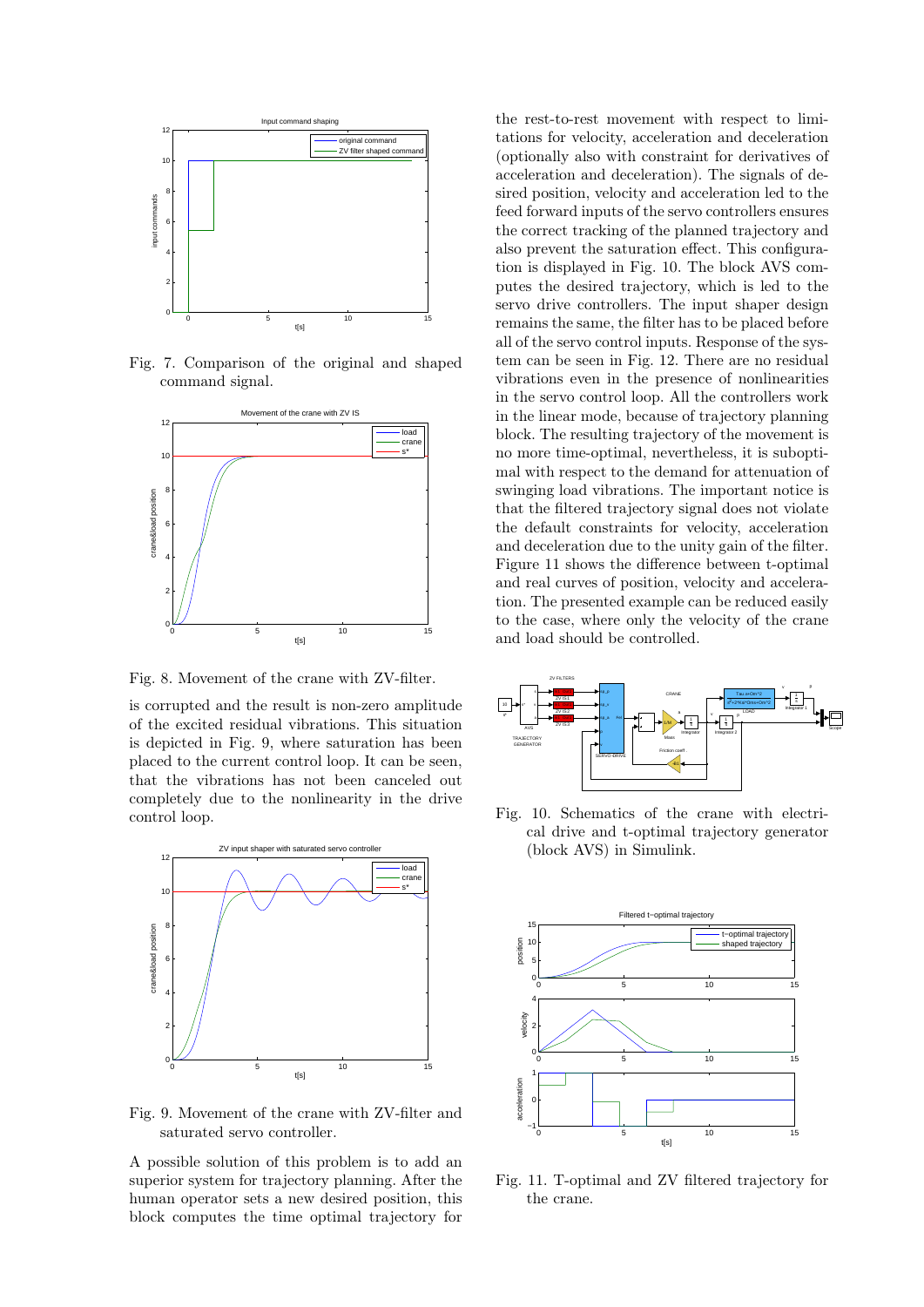Fig. 7. Comparison of the original and shaped command signal.

Fig. 8. Movement of the crane with ZV-filter.

is corrupted and the result is non-zero amplitude of the excited residual vibrations. This situation is depicted in Fig. 9, where saturation has been placed to the current control loop. It can be seen, that the vibrations has not been canceled out completely due to the nonlinearity in the drive control loop.

Fig. 9. Movement of the crane with ZV-filter and saturated servo controller.

A possible solution of this problem is to add an superior system for trajectory planning. After the human operator sets a new desired position, this block computes the time optimal trajectory for the rest-to-rest movement with respect to limitations for velocity, acceleration and deceleration (optionally also with constraint for derivatives of acceleration and deceleration). The signals of desired position, velocity and acceleration led to the feed forward inputs of the servo controllers ensures the correct tracking of the planned trajectory and also prevent the saturation effect. This configuration is displayed in Fig. 10. The block AVS computes the desired trajectory, which is led to the servo drive controllers. The input shaper design remains the same, the filter has to be placed before all of the servo control inputs. Response of the system can be seen in Fig. 12. There are no residual vibrations even in the presence of nonlinearities in the servo control loop. All the controllers work in the linear mode, because of trajectory planning block. The resulting trajectory of the movement is no more time-optimal, nevertheless, it is suboptimal with respect to the demand for attenuation of swinging load vibrations. The important notice is that the filtered trajectory signal does not violate the default constraints for velocity, acceleration and deceleration due to the unity gain of the filter. Figure 11 shows the difference between t-optimal and real curves of position, velocity and acceleration. The presented example can be reduced easily to the case, where only the velocity of the crane and load should be controlled.

Fig. 10. Schematics of the crane with electrical drive and t-optimal trajectory generator (block AVS) in Simulink.

Fig. 11. T-optimal and ZV filtered trajectory for the crane.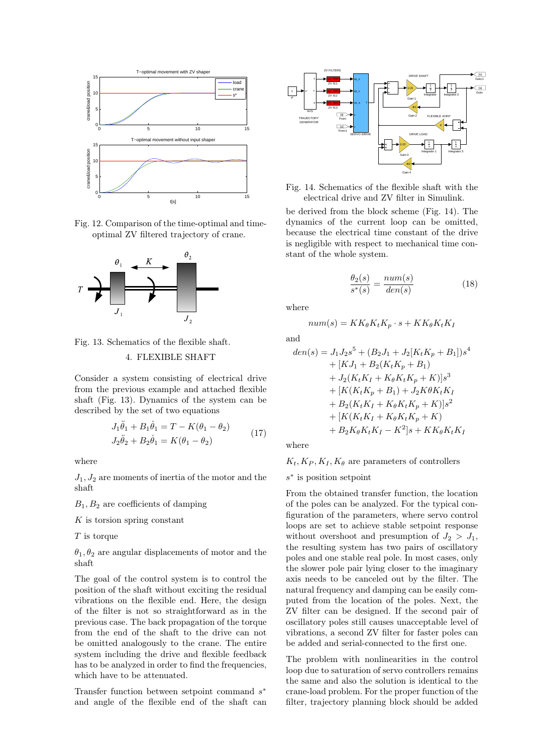Fig. 12. Comparison of the time-optimal and time-optimal ZV filtered trajectory of crane.

Fig. 13. Schematics of the flexible shaft.

## 4. FLEXIBLE SHAFT

Consider a system consisting of electrical drive from the previous example and attached flexible shaft (Fig. 13). Dynamics of the system can be described by the set of two equations

$$
\begin{aligned}
J_1\ddot{\theta}_1 + B_1\dot{\theta}_1 &= T - K(\theta_1 - \theta_2) \\
J_2\ddot{\theta}_2 + B_2\dot{\theta}_1 &= K(\theta_1 - \theta_2)
\end{aligned}
\tag{17}
$$

where

$J_1, J_2$ are moments of inertia of the motor and the shaft

$B_1, B_2$ are coefficients of damping

$K$ is torsion spring constant

$T$ is torque

$\theta_1, \theta_2$ are angular displacements of motor and the shaft

The goal of the control system is to control the position of the shaft without exciting the residual vibrations on the flexible end. Here, the design of the filter is not so straightforward as in the previous case. The back propagation of the torque from the end of the shaft to the drive can not be omitted analogously to the crane. The entire system including the drive and flexible feedback has to be analyzed in order to find the frequencies, which have to be attenuated.

Transfer function between setpoint command $s^*$ and angle of the flexible end of the shaft can be derived from the block scheme (Fig. 14). The dynamics of the current loop can be omitted, because the electrical time constant of the drive is negligible with respect to mechanical time constant of the whole system.

Fig. 14. Schematics of the flexible shaft with the electrical drive and ZV filter in Simulink.

$$
\frac{\theta_2(s)}{s^*(s)} = \frac{num(s)}{den(s)} \tag{18}
$$

where

$$
num(s) = KK_\theta K_t K_p \cdot s + KK_\theta K_t K_I
$$

and

$$
\begin{aligned}
den(s) = &J_1 J_2 s^5 + (B_2 J_1 + J_2[K_t K_p + B_1])s^4 \\
&+ [KJ_1 + B_2(K_t K_p + B_1) \\
&+ J_2(K_t K_I + K_\theta K_t K_p + K)]s^3 \\
&+ [K(K_t K_p + B_1) + J_2 K\theta K_t K_I \\
&+ B_2(K_t K_I + K_\theta K_t K_p + K)]s^2 \\
&+ [K(K_t K_I + K_\theta K_t K_p + K) \\
&+ B_2 K_\theta K_t K_I - K^2]s + KK_\theta K_t K_I
\end{aligned}
$$

where

$K_t, K_P, K_I, K_\theta$ are parameters of controllers

$s^*$ is position setpoint

From the obtained transfer function, the location of the poles can be analyzed. For the typical configuration of the parameters, where servo control loops are set to achieve stable setpoint response without overshoot and presumption of $J_2 > J_1$, the resulting system has two pairs of oscillatory poles and one stable real pole. In most cases, only the slower pole pair lying closer to the imaginary axis needs to be canceled out by the filter. The natural frequency and damping can be easily computed from the location of the poles. Next, the ZV filter can be designed. If the second pair of oscillatory poles still causes unacceptable level of vibrations, a second ZV filter for faster poles can be added and serial-connected to the first one.

The problem with nonlinearities in the control loop due to saturation of servo controllers remains the same and also the solution is identical to the crane-load problem. For the proper function of the filter, trajectory planning block should be added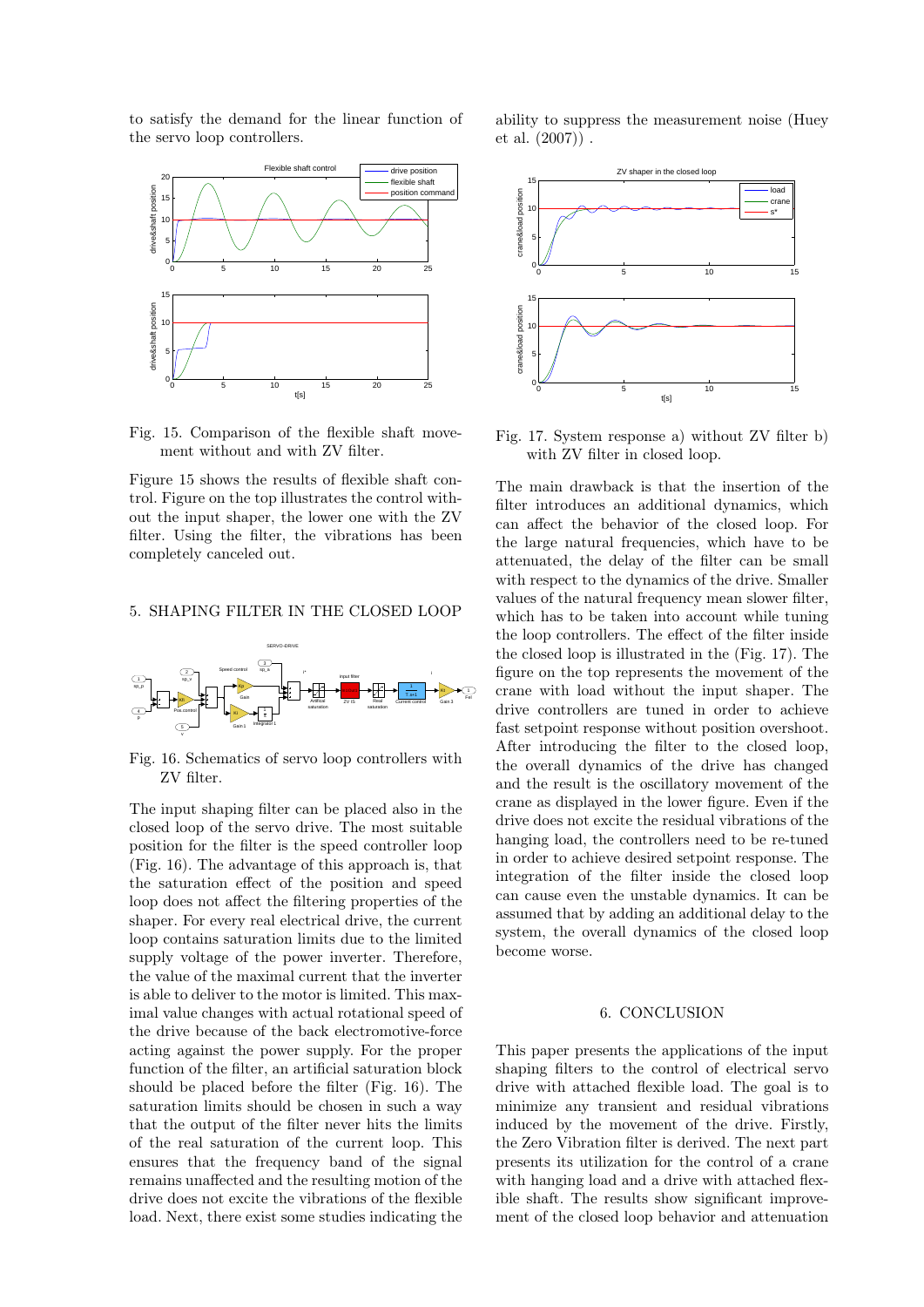to satisfy the demand for the linear function of the servo loop controllers.

Fig. 15. Comparison of the flexible shaft movement without and with ZV filter.

Figure 15 shows the results of flexible shaft control. Figure on the top illustrates the control without the input shaper, the lower one with the ZV filter. Using the filter, the vibrations has been completely canceled out.

## 5. SHAPING FILTER IN THE CLOSED LOOP

Fig. 16. Schematics of servo loop controllers with ZV filter.

The input shaping filter can be placed also in the closed loop of the servo drive. The most suitable position for the filter is the speed controller loop (Fig. 16). The advantage of this approach is, that the saturation effect of the position and speed loop does not affect the filtering properties of the shaper. For every real electrical drive, the current loop contains saturation limits due to the limited supply voltage of the power inverter. Therefore, the value of the maximal current that the inverter is able to deliver to the motor is limited. This maximal value changes with actual rotational speed of the drive because of the back electromotive-force acting against the power supply. For the proper function of the filter, an artificial saturation block should be placed before the filter (Fig. 16). The saturation limits should be chosen in such a way that the output of the filter never hits the limits of the real saturation of the current loop. This ensures that the frequency band of the signal remains unaffected and the resulting motion of the drive does not excite the vibrations of the flexible load. Next, there exist some studies indicating the ability to suppress the measurement noise (Huey et al. (2007)) .

Fig. 17. System response a) without ZV filter b) with ZV filter in closed loop.

The main drawback is that the insertion of the filter introduces an additional dynamics, which can affect the behavior of the closed loop. For the large natural frequencies, which have to be attenuated, the delay of the filter can be small with respect to the dynamics of the drive. Smaller values of the natural frequency mean slower filter, which has to be taken into account while tuning the loop controllers. The effect of the filter inside the closed loop is illustrated in the (Fig. 17). The figure on the top represents the movement of the crane with load without the input shaper. The drive controllers are tuned in order to achieve fast setpoint response without position overshoot. After introducing the filter to the closed loop, the overall dynamics of the drive has changed and the result is the oscillatory movement of the crane as displayed in the lower figure. Even if the drive does not excite the residual vibrations of the hanging load, the controllers need to be re-tuned in order to achieve desired setpoint response. The integration of the filter inside the closed loop can cause even the unstable dynamics. It can be assumed that by adding an additional delay to the system, the overall dynamics of the closed loop become worse.

## 6. CONCLUSION

This paper presents the applications of the input shaping filters to the control of electrical servo drive with attached flexible load. The goal is to minimize any transient and residual vibrations induced by the movement of the drive. Firstly, the Zero Vibration filter is derived. The next part presents its utilization for the control of a crane with hanging load and a drive with attached flexible shaft. The results show significant improvement of the closed loop behavior and attenuation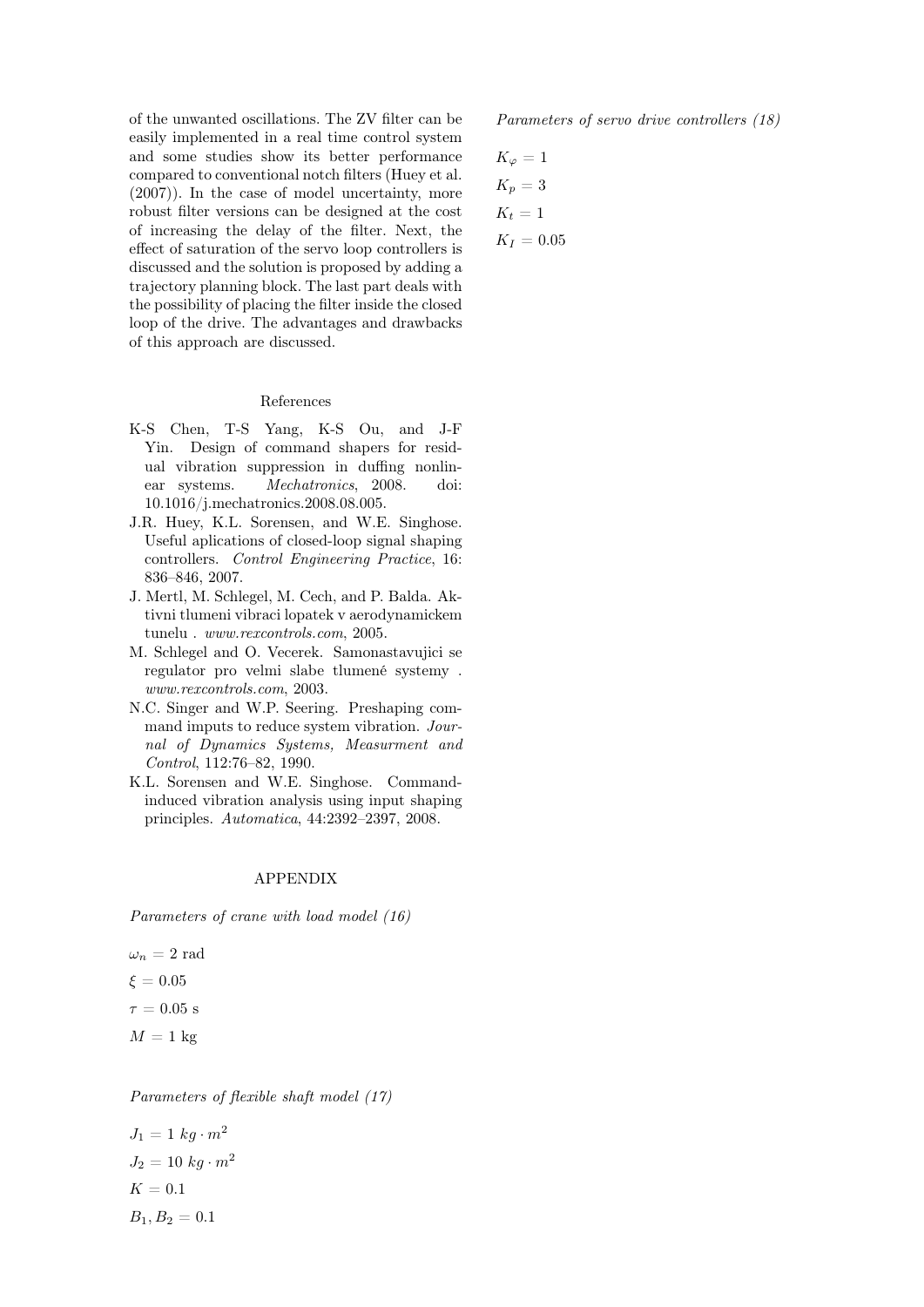of the unwanted oscillations. The ZV filter can be easily implemented in a real time control system and some studies show its better performance compared to conventional notch filters (Huey et al. (2007)). In the case of model uncertainty, more robust filter versions can be designed at the cost of increasing the delay of the filter. Next, the effect of saturation of the servo loop controllers is discussed and the solution is proposed by adding a trajectory planning block. The last part deals with the possibility of placing the filter inside the closed loop of the drive. The advantages and drawbacks of this approach are discussed.

## References

K-S Chen, T-S Yang, K-S Ou, and J-F Yin. Design of command shapers for residual vibration suppression in duffing nonlinear systems. *Mechatronics*, 2008. doi: 10.1016/j.mechatronics.2008.08.005.

J.R. Huey, K.L. Sorensen, and W.E. Singhose. Useful aplications of closed-loop signal shaping controllers. *Control Engineering Practice*, 16: 836–846, 2007.

J. Mertl, M. Schlegel, M. Cech, and P. Balda. Aktivni tlumeni vibraci lopatek v aerodynamickem tunelu . *www.rexcontrols.com*, 2005.

M. Schlegel and O. Vecerek. Samonastavujici se regulator pro velmi slabe tlumené systemy . *www.rexcontrols.com*, 2003.

N.C. Singer and W.P. Seering. Preshaping command imputs to reduce system vibration. *Journal of Dynamics Systems, Measurment and Control*, 112:76–82, 1990.

K.L. Sorensen and W.E. Singhose. Command-induced vibration analysis using input shaping principles. *Automatica*, 44:2392–2397, 2008.

## APPENDIX

*Parameters of crane with load model (16)*

$\omega_n = 2$ rad

$\xi = 0.05$

$\tau = 0.05$ s

$M = 1$ kg

*Parameters of flexible shaft model (17)*

$J_1 = 1\ kg \cdot m^2$

$J_2 = 10\ kg \cdot m^2$

$K = 0.1$

$B_1, B_2 = 0.1$

*Parameters of servo drive controllers (18)*

$K_\varphi = 1$

$K_p = 3$

$K_t = 1$

$K_I = 0.05$